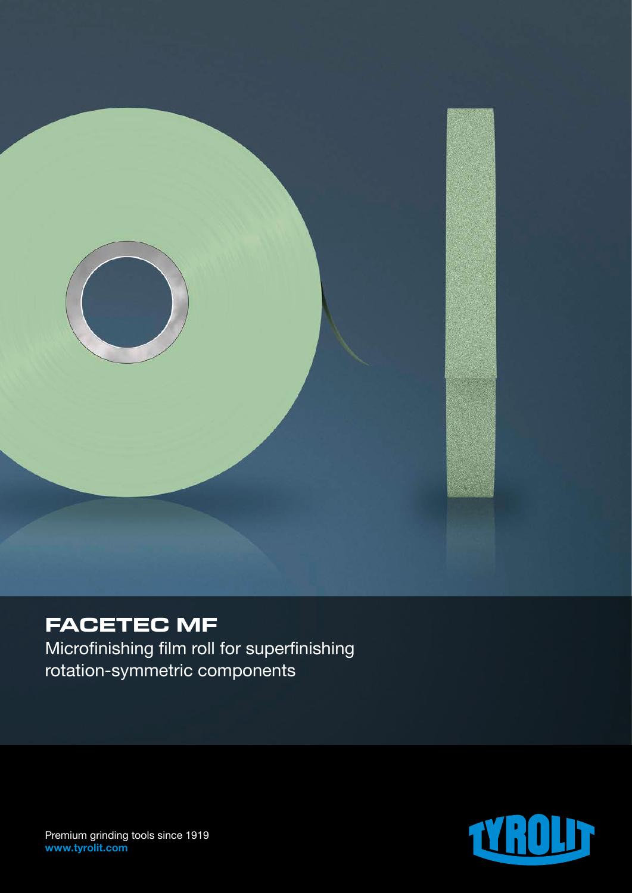# FACETEC MF

Microfinishing film roll for superfinishing rotation-symmetric components

Premium grinding tools since 1919
**www.tyrolit.com**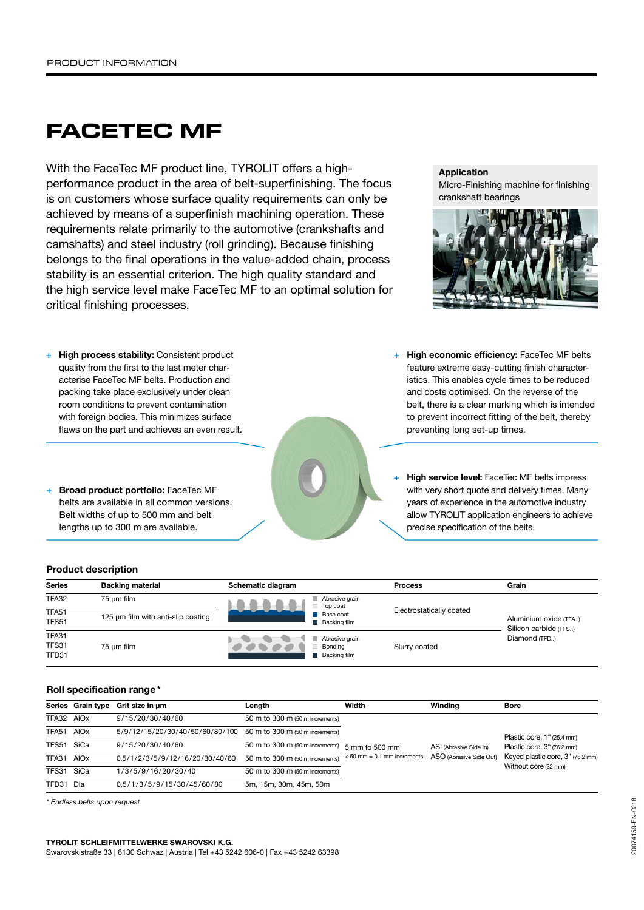PRODUCT INFORMATION

# FACETEC MF

With the FaceTec MF product line, TYROLIT offers a high-performance product in the area of belt-superfinishing. The focus is on customers whose surface quality requirements can only be achieved by means of a superfinish machining operation. These requirements relate primarily to the automotive (crankshafts and camshafts) and steel industry (roll grinding). Because finishing belongs to the final operations in the value-added chain, process stability is an essential criterion. The high quality standard and the high service level make FaceTec MF to an optimal solution for critical finishing processes.

**Application**
Micro-Finishing machine for finishing crankshaft bearings

+ **High process stability:** Consistent product quality from the first to the last meter characterise FaceTec MF belts. Production and packing take place exclusively under clean room conditions to prevent contamination with foreign bodies. This minimizes surface flaws on the part and achieves an even result.

+ **High economic efficiency:** FaceTec MF belts feature extreme easy-cutting finish characteristics. This enables cycle times to be reduced and costs optimised. On the reverse of the belt, there is a clear marking which is intended to prevent incorrect fitting of the belt, thereby preventing long set-up times.

+ **Broad product portfolio:** FaceTec MF belts are available in all common versions. Belt widths of up to 500 mm and belt lengths up to 300 m are available.

+ **High service level:** FaceTec MF belts impress with very short quote and delivery times. Many years of experience in the automotive industry allow TYROLIT application engineers to achieve precise specification of the belts.

### Product description

| Series | Backing material | Schematic diagram | Process | Grain |
|---|---|---|---|---|
| TFA32 | 75 µm film | Abrasive grain, Top coat, Base coat, Backing film | Electrostatically coated | Aluminium oxide (TFA..) Silicon carbide (TFS..) Diamond (TFD..) |
| TFA51 TFS51 | 125 µm film with anti-slip coating | | | |
| TFA31 TFS31 TFD31 | 75 µm film | Abrasive grain, Bonding, Backing film | Slurry coated | |

### Roll specification range*

| Series | Grain type | Grit size in µm | Length | Width | Winding | Bore |
|---|---|---|---|---|---|---|
| TFA32 | AlOx | 9/15/20/30/40/60 | 50 m to 300 m (50 m increments) | 5 mm to 500 mm < 50 mm = 0.1 mm increments | ASI (Abrasive Side In) ASO (Abrasive Side Out) | Plastic core, 1" (25.4 mm) Plastic core, 3" (76.2 mm) Keyed plastic core, 3" (76.2 mm) Without core (32 mm) |
| TFA51 | AlOx | 5/9/12/15/20/30/40/50/60/80/100 | 50 m to 300 m (50 m increments) | | | |
| TFS51 | SiCa | 9/15/20/30/40/60 | 50 m to 300 m (50 m increments) | | | |
| TFA31 | AlOx | 0,5/1/2/3/5/9/12/16/20/30/40/60 | 50 m to 300 m (50 m increments) | | | |
| TFS31 | SiCa | 1/3/5/9/16/20/30/40 | 50 m to 300 m (50 m increments) | | | |
| TFD31 | Dia | 0,5/1/3/5/9/15/30/45/60/80 | 5m, 15m, 30m, 45m, 50m | | | |

*\* Endless belts upon request*

**TYROLIT SCHLEIFMITTELWERKE SWAROVSKI K.G.**
Swarovskistraße 33 | 6130 Schwaz | Austria | Tel +43 5242 606-0 | Fax +43 5242 63398

20074159-EN-0218